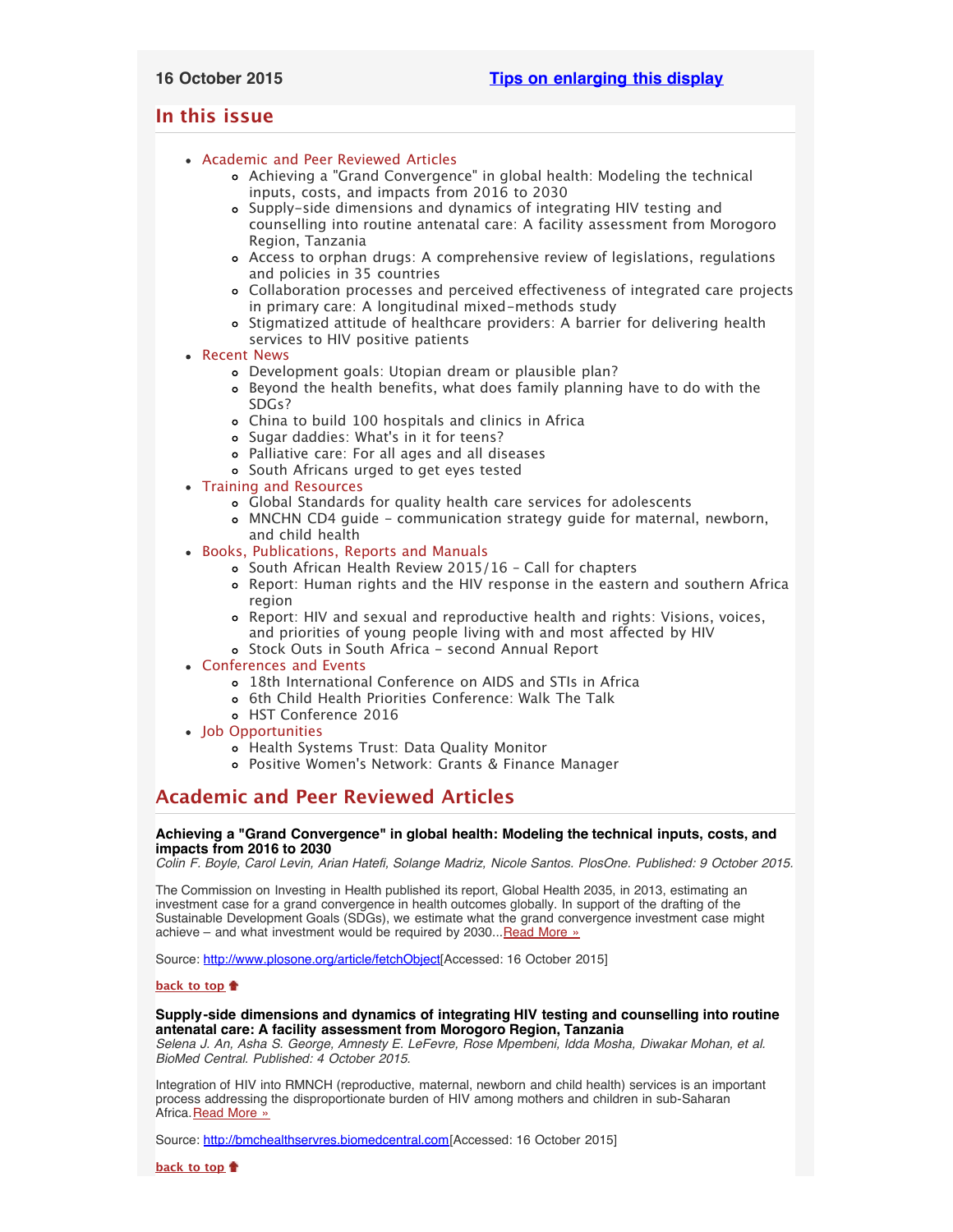16 October 2015 **Tips on enlarging this display**

## In this issue

- Academic and Peer Reviewed Articles
    - Achieving a "Grand Convergence" in global health: Modeling the technical inputs, costs, and impacts from 2016 to 2030
    - Supply-side dimensions and dynamics of integrating HIV testing and counselling into routine antenatal care: A facility assessment from Morogoro Region, Tanzania
    - Access to orphan drugs: A comprehensive review of legislations, regulations and policies in 35 countries
    - Collaboration processes and perceived effectiveness of integrated care projects in primary care: A longitudinal mixed-methods study
    - Stigmatized attitude of healthcare providers: A barrier for delivering health services to HIV positive patients
- Recent News
    - Development goals: Utopian dream or plausible plan?
    - Beyond the health benefits, what does family planning have to do with the SDGs?
    - China to build 100 hospitals and clinics in Africa
    - Sugar daddies: What's in it for teens?
    - Palliative care: For all ages and all diseases
    - South Africans urged to get eyes tested
- Training and Resources
    - Global Standards for quality health care services for adolescents
    - MNCHN CD4 guide - communication strategy guide for maternal, newborn, and child health
- Books, Publications, Reports and Manuals
    - South African Health Review 2015/16 - Call for chapters
    - Report: Human rights and the HIV response in the eastern and southern Africa region
    - Report: HIV and sexual and reproductive health and rights: Visions, voices, and priorities of young people living with and most affected by HIV
    - Stock Outs in South Africa - second Annual Report
- Conferences and Events
    - 18th International Conference on AIDS and STIs in Africa
    - 6th Child Health Priorities Conference: Walk The Talk
    - HST Conference 2016
- Job Opportunities
    - Health Systems Trust: Data Quality Monitor
    - Positive Women's Network: Grants & Finance Manager

## Academic and Peer Reviewed Articles

**Achieving a "Grand Convergence" in global health: Modeling the technical inputs, costs, and impacts from 2016 to 2030**
*Colin F. Boyle, Carol Levin, Arian Hatefi, Solange Madriz, Nicole Santos. PlosOne. Published: 9 October 2015.*

The Commission on Investing in Health published its report, Global Health 2035, in 2013, estimating an investment case for a grand convergence in health outcomes globally. In support of the drafting of the Sustainable Development Goals (SDGs), we estimate what the grand convergence investment case might achieve – and what investment would be required by 2030...Read More »

Source: http://www.plosone.org/article/fetchObject[Accessed: 16 October 2015]

**back to top**

**Supply-side dimensions and dynamics of integrating HIV testing and counselling into routine antenatal care: A facility assessment from Morogoro Region, Tanzania**
*Selena J. An, Asha S. George, Amnesty E. LeFevre, Rose Mpembeni, Idda Mosha, Diwakar Mohan, et al. BioMed Central. Published: 4 October 2015.*

Integration of HIV into RMNCH (reproductive, maternal, newborn and child health) services is an important process addressing the disproportionate burden of HIV among mothers and children in sub-Saharan Africa.Read More »

Source: http://bmchealthservres.biomedcentral.com[Accessed: 16 October 2015]

**back to top**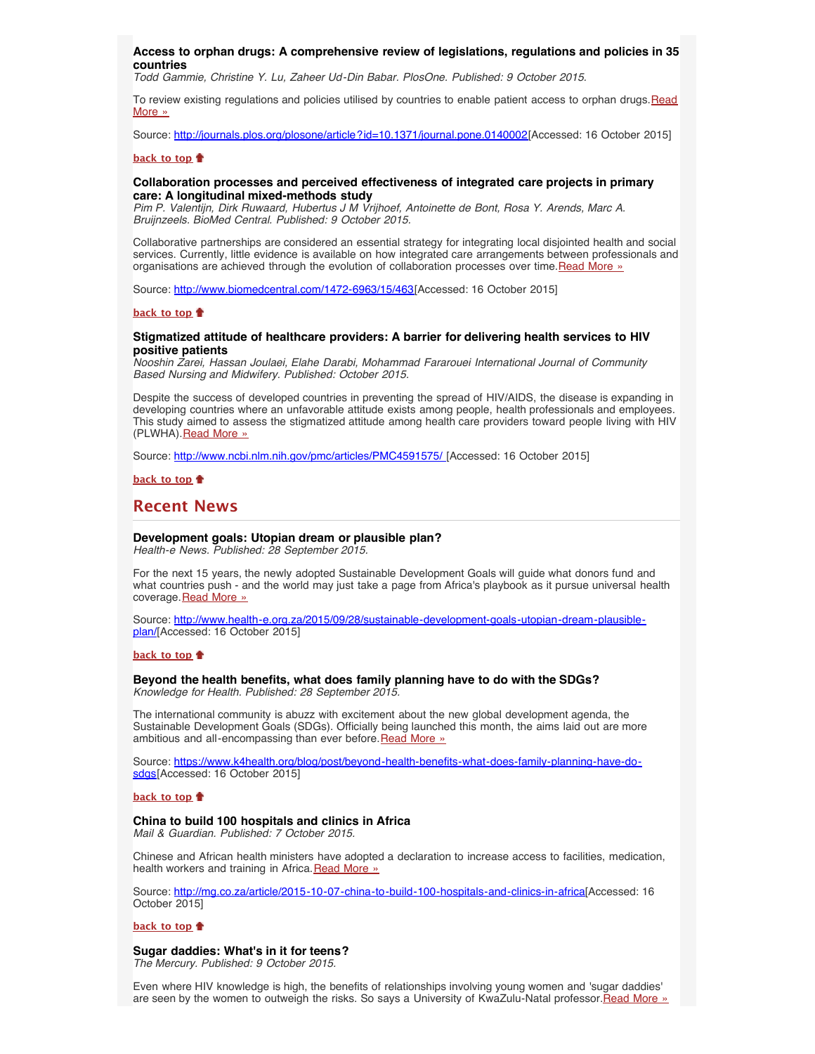**Access to orphan drugs: A comprehensive review of legislations, regulations and policies in 35 countries**
*Todd Gammie, Christine Y. Lu, Zaheer Ud-Din Babar. PlosOne. Published: 9 October 2015.*

To review existing regulations and policies utilised by countries to enable patient access to orphan drugs. Read More »

Source: http://journals.plos.org/plosone/article?id=10.1371/journal.pone.0140002[Accessed: 16 October 2015]

**back to top**

**Collaboration processes and perceived effectiveness of integrated care projects in primary care: A longitudinal mixed-methods study**
*Pim P. Valentijn, Dirk Ruwaard, Hubertus J M Vrijhoef, Antoinette de Bont, Rosa Y. Arends, Marc A. Bruijnzeels. BioMed Central. Published: 9 October 2015.*

Collaborative partnerships are considered an essential strategy for integrating local disjointed health and social services. Currently, little evidence is available on how integrated care arrangements between professionals and organisations are achieved through the evolution of collaboration processes over time. Read More »

Source: http://www.biomedcentral.com/1472-6963/15/463[Accessed: 16 October 2015]

**back to top**

**Stigmatized attitude of healthcare providers: A barrier for delivering health services to HIV positive patients**
*Nooshin Zarei, Hassan Joulaei, Elahe Darabi, Mohammad Fararouei International Journal of Community Based Nursing and Midwifery. Published: October 2015.*

Despite the success of developed countries in preventing the spread of HIV/AIDS, the disease is expanding in developing countries where an unfavorable attitude exists among people, health professionals and employees. This study aimed to assess the stigmatized attitude among health care providers toward people living with HIV (PLWHA). Read More »

Source: http://www.ncbi.nlm.nih.gov/pmc/articles/PMC4591575/ [Accessed: 16 October 2015]

**back to top**

## Recent News

**Development goals: Utopian dream or plausible plan?**
*Health-e News. Published: 28 September 2015.*

For the next 15 years, the newly adopted Sustainable Development Goals will guide what donors fund and what countries push - and the world may just take a page from Africa's playbook as it pursue universal health coverage. Read More »

Source: http://www.health-e.org.za/2015/09/28/sustainable-development-goals-utopian-dream-plausible-plan/[Accessed: 16 October 2015]

**back to top**

**Beyond the health benefits, what does family planning have to do with the SDGs?**
*Knowledge for Health. Published: 28 September 2015.*

The international community is abuzz with excitement about the new global development agenda, the Sustainable Development Goals (SDGs). Officially being launched this month, the aims laid out are more ambitious and all-encompassing than ever before. Read More »

Source: https://www.k4health.org/blog/post/beyond-health-benefits-what-does-family-planning-have-do-sdgs[Accessed: 16 October 2015]

**back to top**

**China to build 100 hospitals and clinics in Africa**
*Mail & Guardian. Published: 7 October 2015.*

Chinese and African health ministers have adopted a declaration to increase access to facilities, medication, health workers and training in Africa. Read More »

Source: http://mg.co.za/article/2015-10-07-china-to-build-100-hospitals-and-clinics-in-africa[Accessed: 16 October 2015]

**back to top**

**Sugar daddies: What's in it for teens?**
*The Mercury. Published: 9 October 2015.*

Even where HIV knowledge is high, the benefits of relationships involving young women and 'sugar daddies' are seen by the women to outweigh the risks. So says a University of KwaZulu-Natal professor. Read More »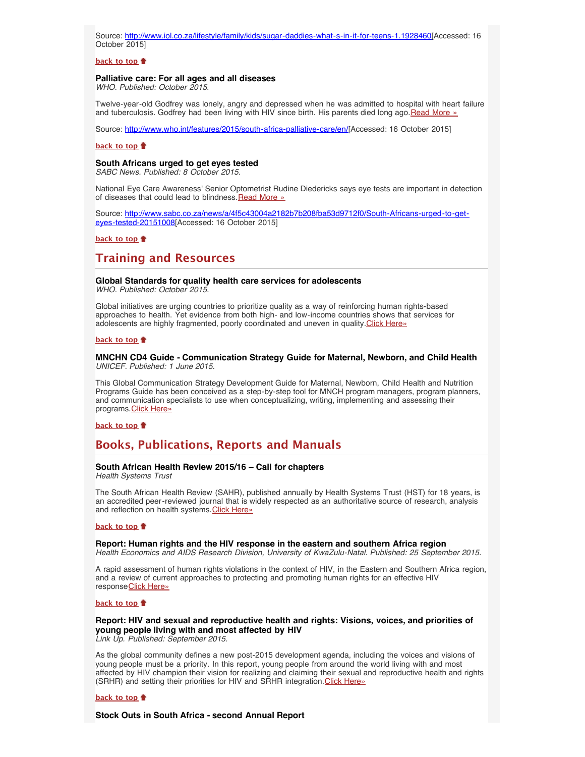Source: http://www.iol.co.za/lifestyle/family/kids/sugar-daddies-what-s-in-it-for-teens-1.1928460[Accessed: 16 October 2015]

**back to top**

**Palliative care: For all ages and all diseases**
*WHO. Published: October 2015.*

Twelve-year-old Godfrey was lonely, angry and depressed when he was admitted to hospital with heart failure and tuberculosis. Godfrey had been living with HIV since birth. His parents died long ago.Read More »

Source: http://www.who.int/features/2015/south-africa-palliative-care/en/[Accessed: 16 October 2015]

**back to top**

**South Africans urged to get eyes tested**
*SABC News. Published: 8 October 2015.*

National Eye Care Awareness' Senior Optometrist Rudine Diedericks says eye tests are important in detection of diseases that could lead to blindness.Read More »

Source: http://www.sabc.co.za/news/a/4f5c43004a2182b7b208fba53d9712f0/South-Africans-urged-to-get-eyes-tested-20151008[Accessed: 16 October 2015]

**back to top**

## Training and Resources

**Global Standards for quality health care services for adolescents**
*WHO. Published: October 2015.*

Global initiatives are urging countries to prioritize quality as a way of reinforcing human rights-based approaches to health. Yet evidence from both high- and low-income countries shows that services for adolescents are highly fragmented, poorly coordinated and uneven in quality.Click Here»

**back to top**

**MNCHN CD4 Guide - Communication Strategy Guide for Maternal, Newborn, and Child Health**
*UNICEF. Published: 1 June 2015.*

This Global Communication Strategy Development Guide for Maternal, Newborn, Child Health and Nutrition Programs Guide has been conceived as a step-by-step tool for MNCH program managers, program planners, and communication specialists to use when conceptualizing, writing, implementing and assessing their programs.Click Here»

**back to top**

## Books, Publications, Reports and Manuals

**South African Health Review 2015/16 – Call for chapters**
*Health Systems Trust*

The South African Health Review (SAHR), published annually by Health Systems Trust (HST) for 18 years, is an accredited peer-reviewed journal that is widely respected as an authoritative source of research, analysis and reflection on health systems.Click Here»

**back to top**

**Report: Human rights and the HIV response in the eastern and southern Africa region**
*Health Economics and AIDS Research Division, University of KwaZulu-Natal. Published: 25 September 2015.*

A rapid assessment of human rights violations in the context of HIV, in the Eastern and Southern Africa region, and a review of current approaches to protecting and promoting human rights for an effective HIV responseClick Here»

**back to top**

**Report: HIV and sexual and reproductive health and rights: Visions, voices, and priorities of young people living with and most affected by HIV**
*Link Up. Published: September 2015.*

As the global community defines a new post-2015 development agenda, including the voices and visions of young people must be a priority. In this report, young people from around the world living with and most affected by HIV champion their vision for realizing and claiming their sexual and reproductive health and rights (SRHR) and setting their priorities for HIV and SRHR integration.Click Here»

**back to top**

**Stock Outs in South Africa - second Annual Report**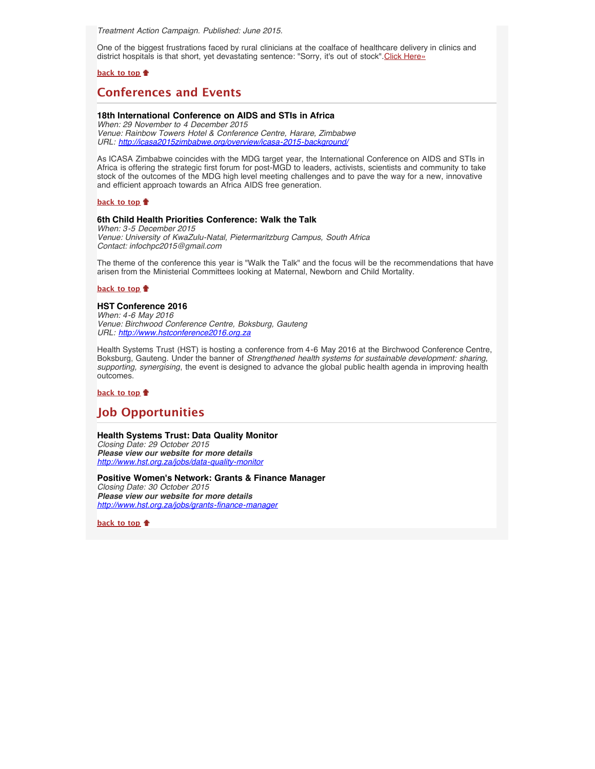*Treatment Action Campaign. Published: June 2015.*

One of the biggest frustrations faced by rural clinicians at the coalface of healthcare delivery in clinics and district hospitals is that short, yet devastating sentence: "Sorry, it's out of stock". Click Here»

**back to top**

## Conferences and Events

**18th International Conference on AIDS and STIs in Africa**
*When: 29 November to 4 December 2015*
*Venue: Rainbow Towers Hotel & Conference Centre, Harare, Zimbabwe*
*URL: http://icasa2015zimbabwe.org/overview/icasa-2015-background/*

As ICASA Zimbabwe coincides with the MDG target year, the International Conference on AIDS and STIs in Africa is offering the strategic first forum for post-MGD to leaders, activists, scientists and community to take stock of the outcomes of the MDG high level meeting challenges and to pave the way for a new, innovative and efficient approach towards an Africa AIDS free generation.

**back to top**

**6th Child Health Priorities Conference: Walk the Talk**
*When: 3-5 December 2015*
*Venue: University of KwaZulu-Natal, Pietermaritzburg Campus, South Africa*
*Contact: infochpc2015@gmail.com*

The theme of the conference this year is "Walk the Talk" and the focus will be the recommendations that have arisen from the Ministerial Committees looking at Maternal, Newborn and Child Mortality.

**back to top**

**HST Conference 2016**
*When: 4-6 May 2016*
*Venue: Birchwood Conference Centre, Boksburg, Gauteng*
*URL: http://www.hstconference2016.org.za*

Health Systems Trust (HST) is hosting a conference from 4-6 May 2016 at the Birchwood Conference Centre, Boksburg, Gauteng. Under the banner of *Strengthened health systems for sustainable development: sharing, supporting, synergising*, the event is designed to advance the global public health agenda in improving health outcomes.

**back to top**

## Job Opportunities

**Health Systems Trust: Data Quality Monitor**
*Closing Date: 29 October 2015*
***Please view our website for more details***
*http://www.hst.org.za/jobs/data-quality-monitor*

**Positive Women's Network: Grants & Finance Manager**
*Closing Date: 30 October 2015*
***Please view our website for more details***
*http://www.hst.org.za/jobs/grants-finance-manager*

**back to top**